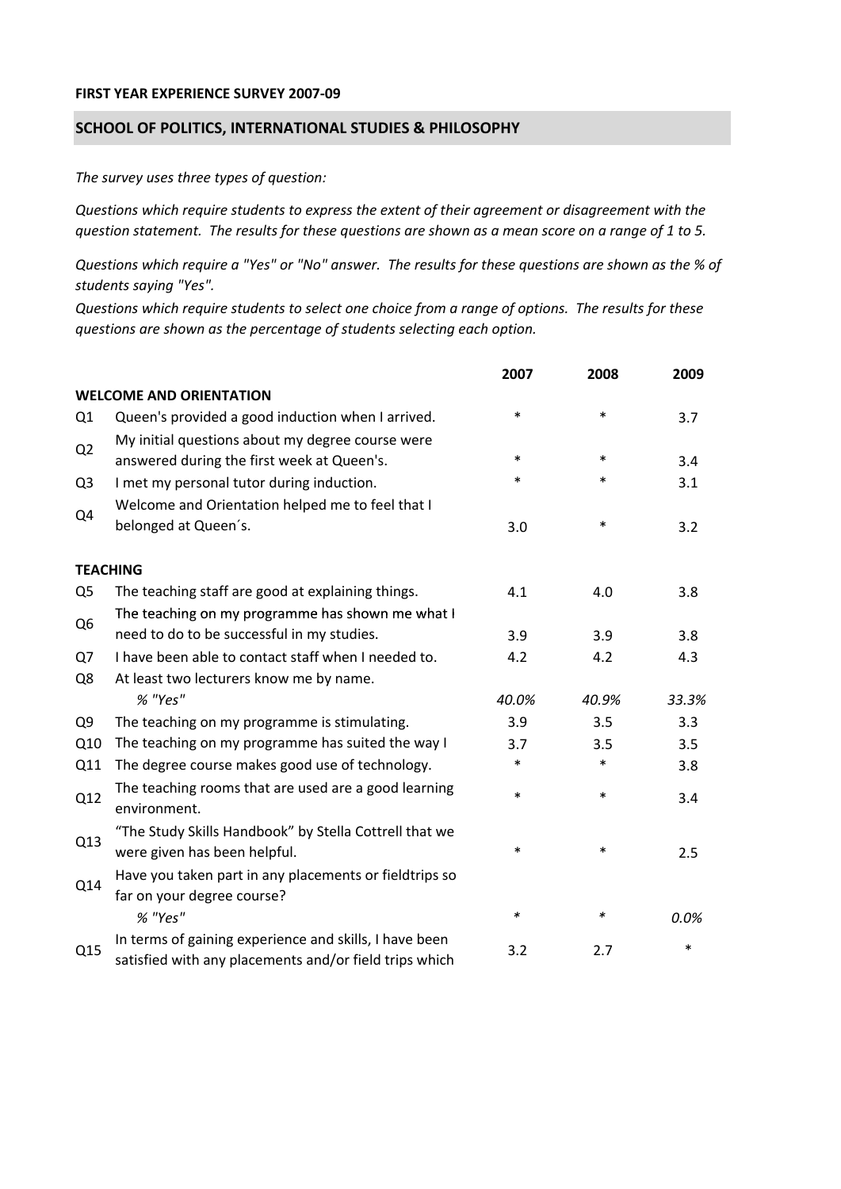**FIRST YEAR EXPERIENCE SURVEY 2007-09**

## SCHOOL OF POLITICS, INTERNATIONAL STUDIES & PHILOSOPHY

*The survey uses three types of question:*

*Questions which require students to express the extent of their agreement or disagreement with the question statement. The results for these questions are shown as a mean score on a range of 1 to 5.*

*Questions which require a "Yes" or "No" answer. The results for these questions are shown as the % of students saying "Yes".*

*Questions which require students to select one choice from a range of options. The results for these questions are shown as the percentage of students selecting each option.*

| | | 2007 | 2008 | 2009 |
|---|---|---|---|---|
| **WELCOME AND ORIENTATION** | | | | |
| Q1 | Queen's provided a good induction when I arrived. | * | * | 3.7 |
| Q2 | My initial questions about my degree course were answered during the first week at Queen's. | * | * | 3.4 |
| Q3 | I met my personal tutor during induction. | * | * | 3.1 |
| Q4 | Welcome and Orientation helped me to feel that I belonged at Queen´s. | 3.0 | * | 3.2 |
| **TEACHING** | | | | |
| Q5 | The teaching staff are good at explaining things. | 4.1 | 4.0 | 3.8 |
| Q6 | The teaching on my programme has shown me what I need to do to be successful in my studies. | 3.9 | 3.9 | 3.8 |
| Q7 | I have been able to contact staff when I needed to. | 4.2 | 4.2 | 4.3 |
| Q8 | At least two lecturers know me by name. | | | |
| | *% "Yes"* | *40.0%* | *40.9%* | *33.3%* |
| Q9 | The teaching on my programme is stimulating. | 3.9 | 3.5 | 3.3 |
| Q10 | The teaching on my programme has suited the way I | 3.7 | 3.5 | 3.5 |
| Q11 | The degree course makes good use of technology. | * | * | 3.8 |
| Q12 | The teaching rooms that are used are a good learning environment. | * | * | 3.4 |
| Q13 | "The Study Skills Handbook" by Stella Cottrell that we were given has been helpful. | * | * | 2.5 |
| Q14 | Have you taken part in any placements or fieldtrips so far on your degree course? | | | |
| | *% "Yes"* | * | * | *0.0%* |
| Q15 | In terms of gaining experience and skills, I have been satisfied with any placements and/or field trips which | 3.2 | 2.7 | * |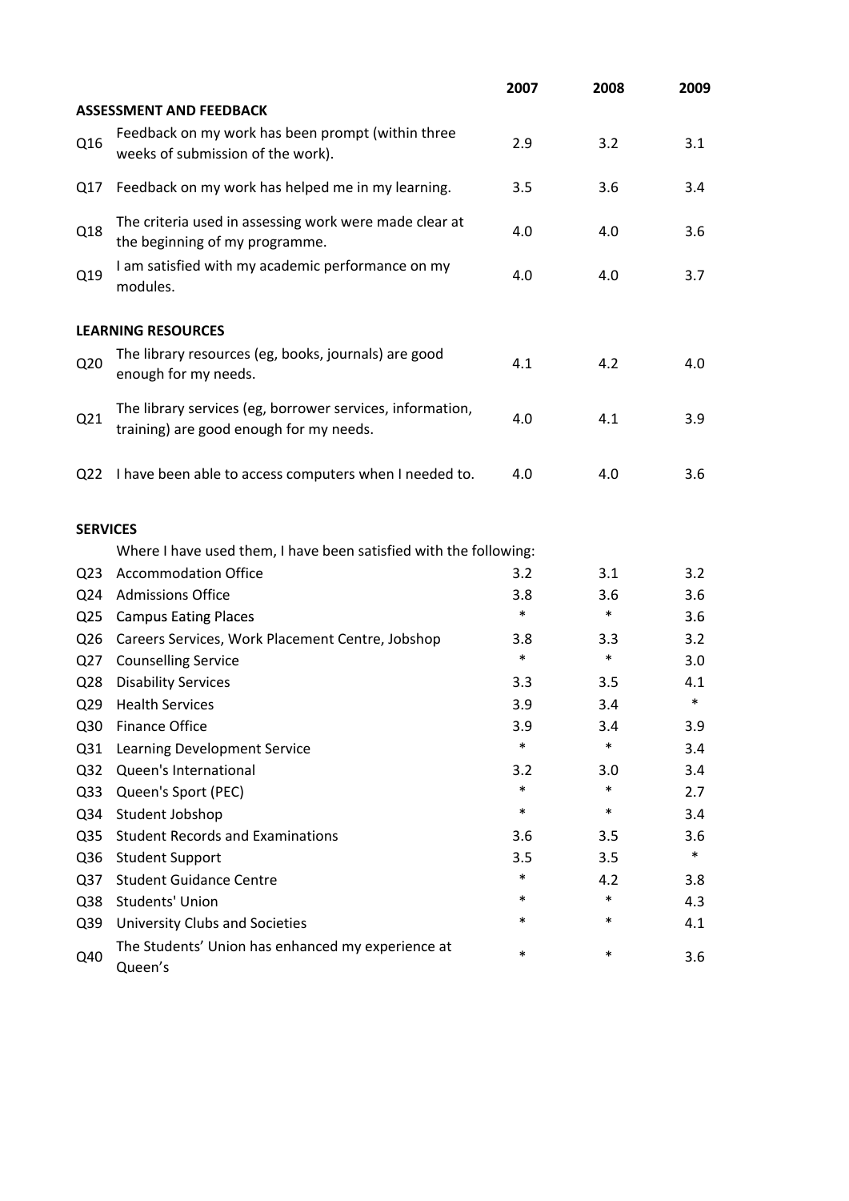| | | 2007 | 2008 | 2009 |
|---|---|---|---|---|
| **ASSESSMENT AND FEEDBACK** | | | | |
| Q16 | Feedback on my work has been prompt (within three weeks of submission of the work). | 2.9 | 3.2 | 3.1 |
| Q17 | Feedback on my work has helped me in my learning. | 3.5 | 3.6 | 3.4 |
| Q18 | The criteria used in assessing work were made clear at the beginning of my programme. | 4.0 | 4.0 | 3.6 |
| Q19 | I am satisfied with my academic performance on my modules. | 4.0 | 4.0 | 3.7 |
| **LEARNING RESOURCES** | | | | |
| Q20 | The library resources (eg, books, journals) are good enough for my needs. | 4.1 | 4.2 | 4.0 |
| Q21 | The library services (eg, borrower services, information, training) are good enough for my needs. | 4.0 | 4.1 | 3.9 |
| Q22 | I have been able to access computers when I needed to. | 4.0 | 4.0 | 3.6 |
| **SERVICES** | | | | |
| | Where I have used them, I have been satisfied with the following: | | | |
| Q23 | Accommodation Office | 3.2 | 3.1 | 3.2 |
| Q24 | Admissions Office | 3.8 | 3.6 | 3.6 |
| Q25 | Campus Eating Places | * | * | 3.6 |
| Q26 | Careers Services, Work Placement Centre, Jobshop | 3.8 | 3.3 | 3.2 |
| Q27 | Counselling Service | * | * | 3.0 |
| Q28 | Disability Services | 3.3 | 3.5 | 4.1 |
| Q29 | Health Services | 3.9 | 3.4 | * |
| Q30 | Finance Office | 3.9 | 3.4 | 3.9 |
| Q31 | Learning Development Service | * | * | 3.4 |
| Q32 | Queen's International | 3.2 | 3.0 | 3.4 |
| Q33 | Queen's Sport (PEC) | * | * | 2.7 |
| Q34 | Student Jobshop | * | * | 3.4 |
| Q35 | Student Records and Examinations | 3.6 | 3.5 | 3.6 |
| Q36 | Student Support | 3.5 | 3.5 | * |
| Q37 | Student Guidance Centre | * | 4.2 | 3.8 |
| Q38 | Students' Union | * | * | 4.3 |
| Q39 | University Clubs and Societies | * | * | 4.1 |
| Q40 | The Students' Union has enhanced my experience at Queen's | * | * | 3.6 |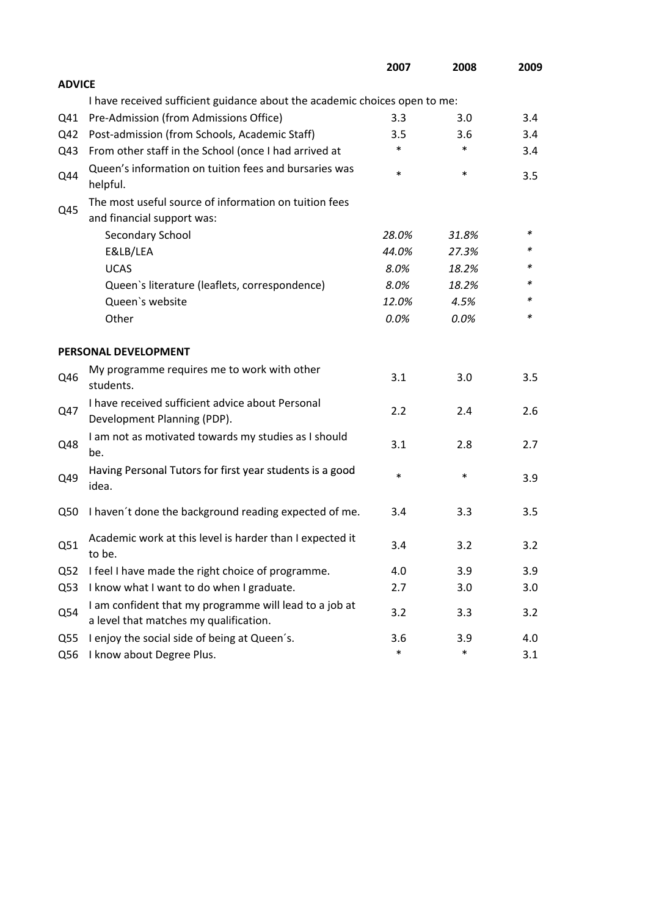| | | 2007 | 2008 | 2009 |
|---|---|---|---|---|
| **ADVICE** | | | | |
| | I have received sufficient guidance about the academic choices open to me: | | | |
| Q41 | Pre-Admission (from Admissions Office) | 3.3 | 3.0 | 3.4 |
| Q42 | Post-admission (from Schools, Academic Staff) | 3.5 | 3.6 | 3.4 |
| Q43 | From other staff in the School (once I had arrived at | * | * | 3.4 |
| Q44 | Queen's information on tuition fees and bursaries was helpful. | * | * | 3.5 |
| Q45 | The most useful source of information on tuition fees and financial support was: | | | |
| | Secondary School | *28.0%* | *31.8%* | * |
| | E&LB/LEA | *44.0%* | *27.3%* | * |
| | UCAS | *8.0%* | *18.2%* | * |
| | Queen`s literature (leaflets, correspondence) | *8.0%* | *18.2%* | * |
| | Queen`s website | *12.0%* | *4.5%* | * |
| | Other | *0.0%* | *0.0%* | * |
| **PERSONAL DEVELOPMENT** | | | | |
| Q46 | My programme requires me to work with other students. | 3.1 | 3.0 | 3.5 |
| Q47 | I have received sufficient advice about Personal Development Planning (PDP). | 2.2 | 2.4 | 2.6 |
| Q48 | I am not as motivated towards my studies as I should be. | 3.1 | 2.8 | 2.7 |
| Q49 | Having Personal Tutors for first year students is a good idea. | * | * | 3.9 |
| Q50 | I haven´t done the background reading expected of me. | 3.4 | 3.3 | 3.5 |
| Q51 | Academic work at this level is harder than I expected it to be. | 3.4 | 3.2 | 3.2 |
| Q52 | I feel I have made the right choice of programme. | 4.0 | 3.9 | 3.9 |
| Q53 | I know what I want to do when I graduate. | 2.7 | 3.0 | 3.0 |
| Q54 | I am confident that my programme will lead to a job at a level that matches my qualification. | 3.2 | 3.3 | 3.2 |
| Q55 | I enjoy the social side of being at Queen´s. | 3.6 | 3.9 | 4.0 |
| Q56 | I know about Degree Plus. | * | * | 3.1 |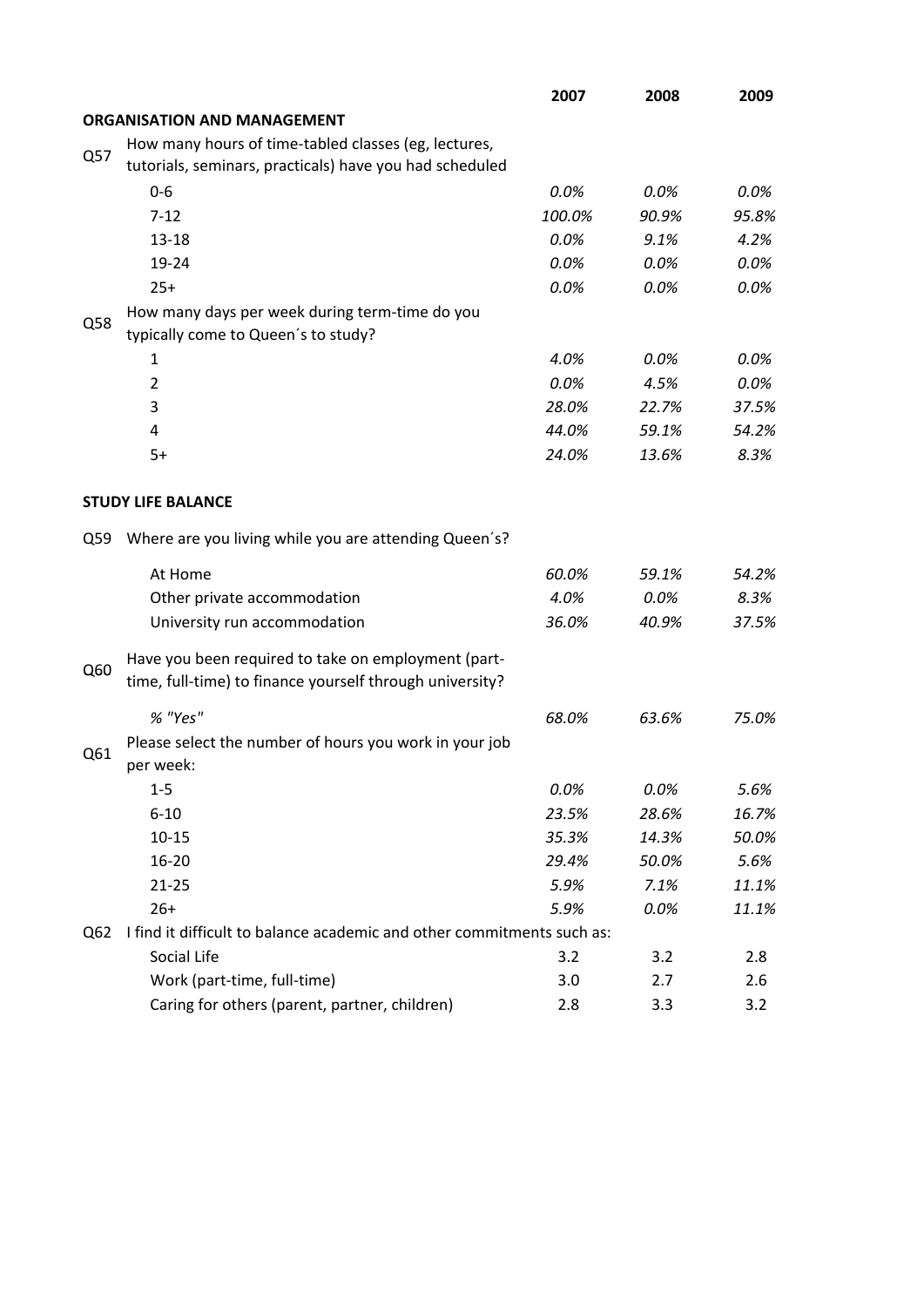| | | 2007 | 2008 | 2009 |
|---|---|---|---|---|
| | **ORGANISATION AND MANAGEMENT** | | | |
| Q57 | How many hours of time-tabled classes (eg, lectures, tutorials, seminars, practicals) have you had scheduled | | | |
| | 0-6 | *0.0%* | *0.0%* | *0.0%* |
| | 7-12 | *100.0%* | *90.9%* | *95.8%* |
| | 13-18 | *0.0%* | *9.1%* | *4.2%* |
| | 19-24 | *0.0%* | *0.0%* | *0.0%* |
| | 25+ | *0.0%* | *0.0%* | *0.0%* |
| Q58 | How many days per week during term-time do you typically come to Queen´s to study? | | | |
| | 1 | *4.0%* | *0.0%* | *0.0%* |
| | 2 | *0.0%* | *4.5%* | *0.0%* |
| | 3 | *28.0%* | *22.7%* | *37.5%* |
| | 4 | *44.0%* | *59.1%* | *54.2%* |
| | 5+ | *24.0%* | *13.6%* | *8.3%* |
| | **STUDY LIFE BALANCE** | | | |
| Q59 | Where are you living while you are attending Queen´s? | | | |
| | At Home | *60.0%* | *59.1%* | *54.2%* |
| | Other private accommodation | *4.0%* | *0.0%* | *8.3%* |
| | University run accommodation | *36.0%* | *40.9%* | *37.5%* |
| Q60 | Have you been required to take on employment (part-time, full-time) to finance yourself through university? | | | |
| | *% "Yes"* | *68.0%* | *63.6%* | *75.0%* |
| Q61 | Please select the number of hours you work in your job per week: | | | |
| | 1-5 | *0.0%* | *0.0%* | *5.6%* |
| | 6-10 | *23.5%* | *28.6%* | *16.7%* |
| | 10-15 | *35.3%* | *14.3%* | *50.0%* |
| | 16-20 | *29.4%* | *50.0%* | *5.6%* |
| | 21-25 | *5.9%* | *7.1%* | *11.1%* |
| | 26+ | *5.9%* | *0.0%* | *11.1%* |
| Q62 | I find it difficult to balance academic and other commitments such as: | | | |
| | Social Life | 3.2 | 3.2 | 2.8 |
| | Work (part-time, full-time) | 3.0 | 2.7 | 2.6 |
| | Caring for others (parent, partner, children) | 2.8 | 3.3 | 3.2 |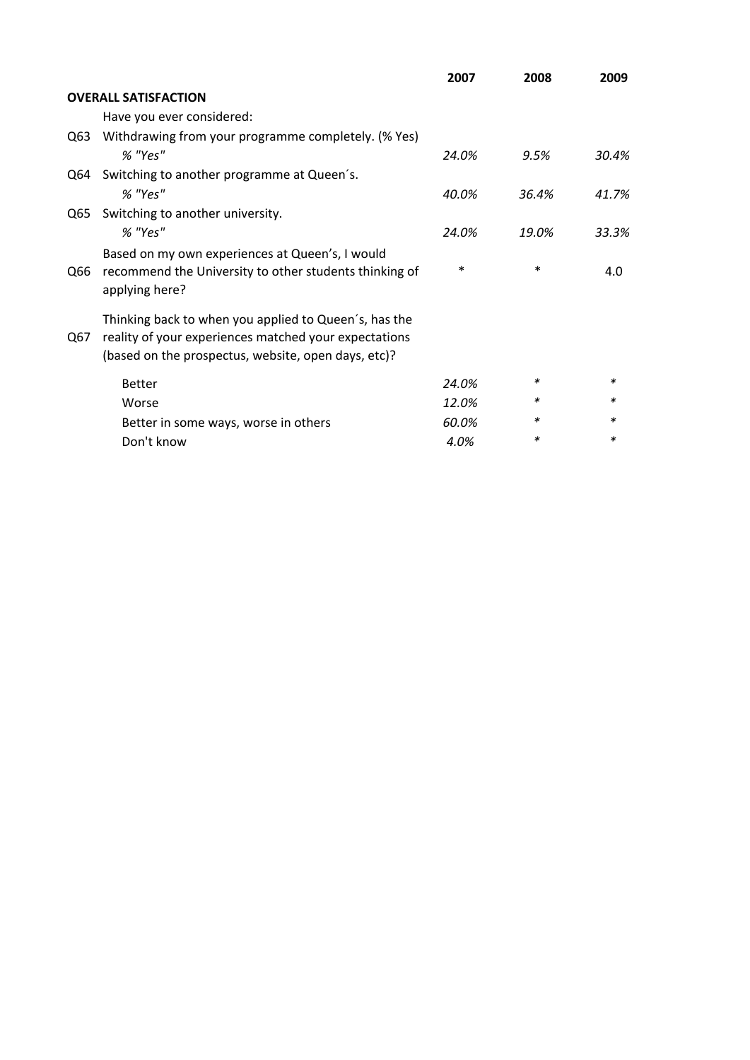| | | 2007 | 2008 | 2009 |
|---|---|---|---|---|
| **OVERALL SATISFACTION** | | | | |
| | Have you ever considered: | | | |
| Q63 | Withdrawing from your programme completely. (% Yes) | | | |
| | *% "Yes"* | *24.0%* | *9.5%* | *30.4%* |
| Q64 | Switching to another programme at Queen´s. | | | |
| | *% "Yes"* | *40.0%* | *36.4%* | *41.7%* |
| Q65 | Switching to another university. | | | |
| | *% "Yes"* | *24.0%* | *19.0%* | *33.3%* |
| Q66 | Based on my own experiences at Queen's, I would recommend the University to other students thinking of applying here? | * | * | 4.0 |
| Q67 | Thinking back to when you applied to Queen´s, has the reality of your experiences matched your expectations (based on the prospectus, website, open days, etc)? | | | |
| | Better | *24.0%* | * | * |
| | Worse | *12.0%* | * | * |
| | Better in some ways, worse in others | *60.0%* | * | * |
| | Don't know | *4.0%* | * | * |